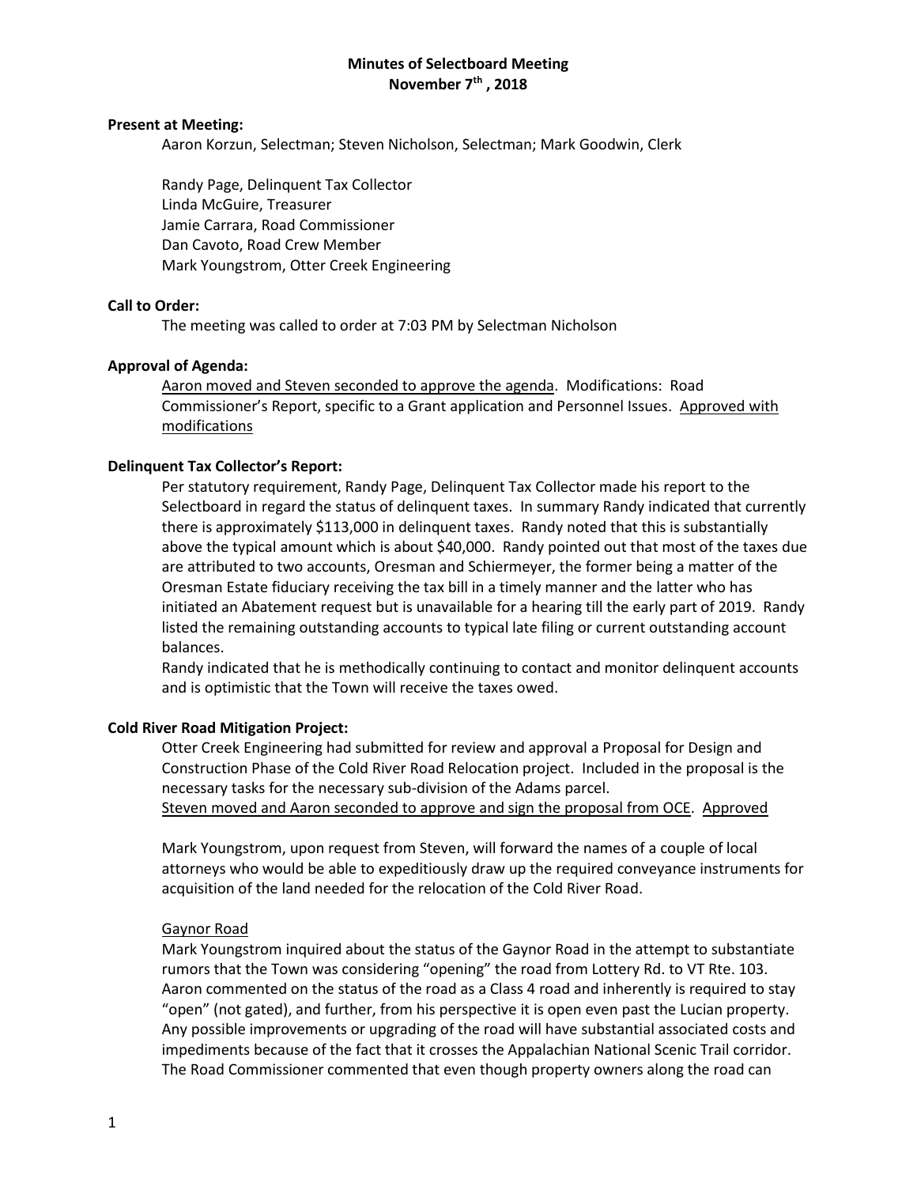# Minutes of Selectboard Meeting
## November 7th , 2018

**Present at Meeting:**

Aaron Korzun, Selectman; Steven Nicholson, Selectman; Mark Goodwin, Clerk

Randy Page, Delinquent Tax Collector
Linda McGuire, Treasurer
Jamie Carrara, Road Commissioner
Dan Cavoto, Road Crew Member
Mark Youngstrom, Otter Creek Engineering

**Call to Order:**

The meeting was called to order at 7:03 PM by Selectman Nicholson

**Approval of Agenda:**

Aaron moved and Steven seconded to approve the agenda. Modifications: Road Commissioner's Report, specific to a Grant application and Personnel Issues. Approved with modifications

**Delinquent Tax Collector's Report:**

Per statutory requirement, Randy Page, Delinquent Tax Collector made his report to the Selectboard in regard the status of delinquent taxes. In summary Randy indicated that currently there is approximately $113,000 in delinquent taxes. Randy noted that this is substantially above the typical amount which is about $40,000. Randy pointed out that most of the taxes due are attributed to two accounts, Oresman and Schiermeyer, the former being a matter of the Oresman Estate fiduciary receiving the tax bill in a timely manner and the latter who has initiated an Abatement request but is unavailable for a hearing till the early part of 2019. Randy listed the remaining outstanding accounts to typical late filing or current outstanding account balances.

Randy indicated that he is methodically continuing to contact and monitor delinquent accounts and is optimistic that the Town will receive the taxes owed.

**Cold River Road Mitigation Project:**

Otter Creek Engineering had submitted for review and approval a Proposal for Design and Construction Phase of the Cold River Road Relocation project. Included in the proposal is the necessary tasks for the necessary sub-division of the Adams parcel.
Steven moved and Aaron seconded to approve and sign the proposal from OCE. Approved

Mark Youngstrom, upon request from Steven, will forward the names of a couple of local attorneys who would be able to expeditiously draw up the required conveyance instruments for acquisition of the land needed for the relocation of the Cold River Road.

Gaynor Road

Mark Youngstrom inquired about the status of the Gaynor Road in the attempt to substantiate rumors that the Town was considering "opening" the road from Lottery Rd. to VT Rte. 103. Aaron commented on the status of the road as a Class 4 road and inherently is required to stay "open" (not gated), and further, from his perspective it is open even past the Lucian property. Any possible improvements or upgrading of the road will have substantial associated costs and impediments because of the fact that it crosses the Appalachian National Scenic Trail corridor. The Road Commissioner commented that even though property owners along the road can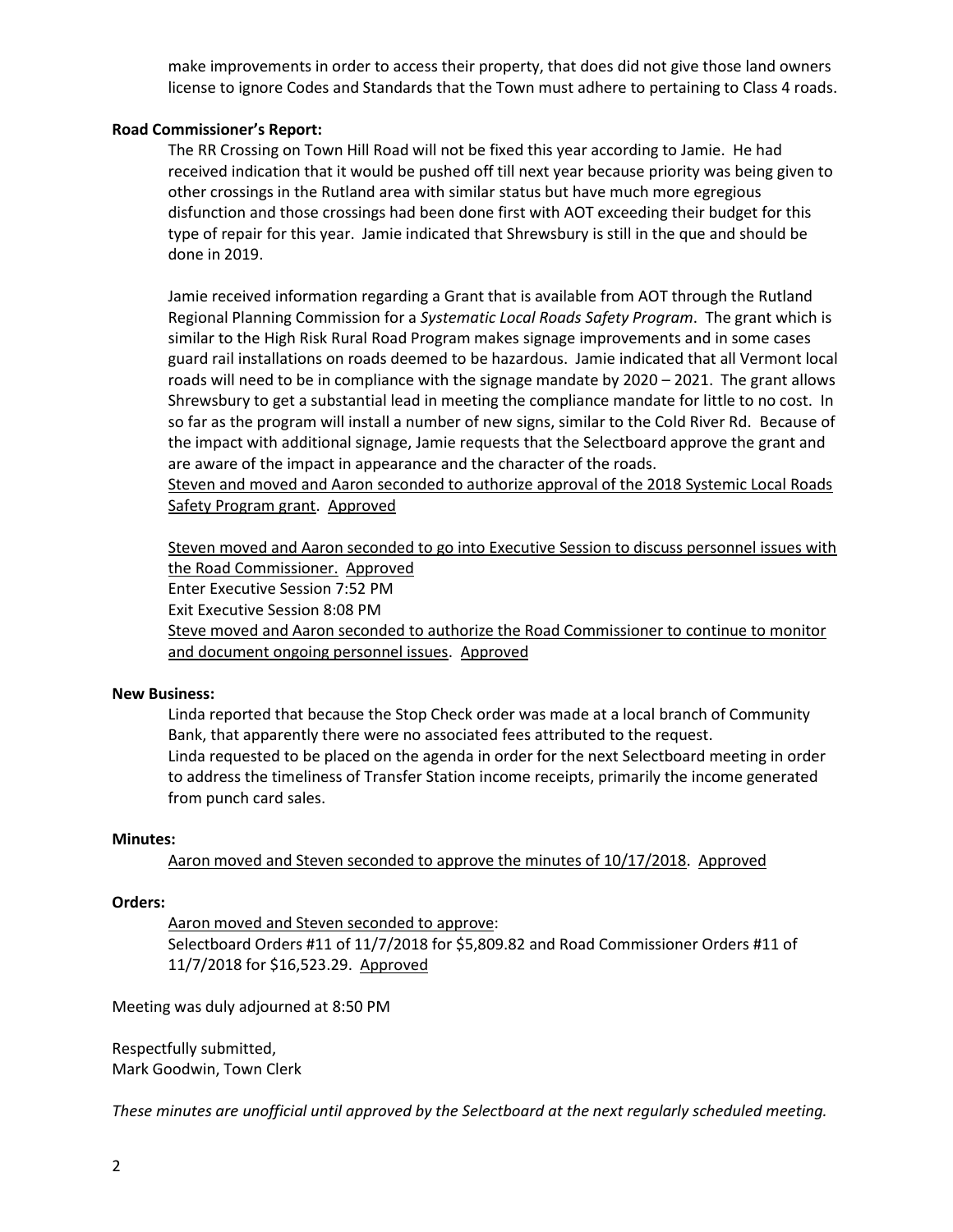make improvements in order to access their property, that does did not give those land owners license to ignore Codes and Standards that the Town must adhere to pertaining to Class 4 roads.

**Road Commissioner's Report:**

The RR Crossing on Town Hill Road will not be fixed this year according to Jamie. He had received indication that it would be pushed off till next year because priority was being given to other crossings in the Rutland area with similar status but have much more egregious disfunction and those crossings had been done first with AOT exceeding their budget for this type of repair for this year. Jamie indicated that Shrewsbury is still in the que and should be done in 2019.

Jamie received information regarding a Grant that is available from AOT through the Rutland Regional Planning Commission for a *Systematic Local Roads Safety Program*. The grant which is similar to the High Risk Rural Road Program makes signage improvements and in some cases guard rail installations on roads deemed to be hazardous. Jamie indicated that all Vermont local roads will need to be in compliance with the signage mandate by 2020 – 2021. The grant allows Shrewsbury to get a substantial lead in meeting the compliance mandate for little to no cost. In so far as the program will install a number of new signs, similar to the Cold River Rd. Because of the impact with additional signage, Jamie requests that the Selectboard approve the grant and are aware of the impact in appearance and the character of the roads.

Steven and moved and Aaron seconded to authorize approval of the 2018 Systemic Local Roads Safety Program grant. Approved

Steven moved and Aaron seconded to go into Executive Session to discuss personnel issues with the Road Commissioner. Approved

Enter Executive Session 7:52 PM

Exit Executive Session 8:08 PM

Steve moved and Aaron seconded to authorize the Road Commissioner to continue to monitor and document ongoing personnel issues. Approved

**New Business:**

Linda reported that because the Stop Check order was made at a local branch of Community Bank, that apparently there were no associated fees attributed to the request.

Linda requested to be placed on the agenda in order for the next Selectboard meeting in order to address the timeliness of Transfer Station income receipts, primarily the income generated from punch card sales.

**Minutes:**

Aaron moved and Steven seconded to approve the minutes of 10/17/2018. Approved

**Orders:**

Aaron moved and Steven seconded to approve:

Selectboard Orders #11 of 11/7/2018 for $5,809.82 and Road Commissioner Orders #11 of 11/7/2018 for $16,523.29. Approved

Meeting was duly adjourned at 8:50 PM

Respectfully submitted,
Mark Goodwin, Town Clerk

*These minutes are unofficial until approved by the Selectboard at the next regularly scheduled meeting.*